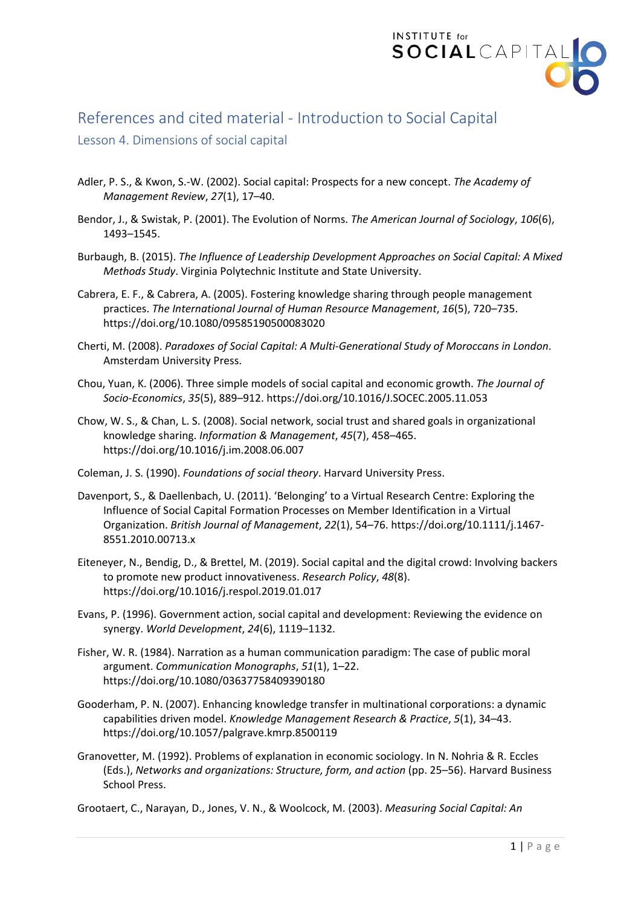# References and cited material - Introduction to Social Capital

## Lesson 4. Dimensions of social capital

Adler, P. S., & Kwon, S.-W. (2002). Social capital: Prospects for a new concept. *The Academy of Management Review*, *27*(1), 17–40.

Bendor, J., & Swistak, P. (2001). The Evolution of Norms. *The American Journal of Sociology*, *106*(6), 1493–1545.

Burbaugh, B. (2015). *The Influence of Leadership Development Approaches on Social Capital: A Mixed Methods Study*. Virginia Polytechnic Institute and State University.

Cabrera, E. F., & Cabrera, A. (2005). Fostering knowledge sharing through people management practices. *The International Journal of Human Resource Management*, *16*(5), 720–735. https://doi.org/10.1080/09585190500083020

Cherti, M. (2008). *Paradoxes of Social Capital: A Multi-Generational Study of Moroccans in London*. Amsterdam University Press.

Chou, Yuan, K. (2006). Three simple models of social capital and economic growth. *The Journal of Socio-Economics*, *35*(5), 889–912. https://doi.org/10.1016/J.SOCEC.2005.11.053

Chow, W. S., & Chan, L. S. (2008). Social network, social trust and shared goals in organizational knowledge sharing. *Information & Management*, *45*(7), 458–465. https://doi.org/10.1016/j.im.2008.06.007

Coleman, J. S. (1990). *Foundations of social theory*. Harvard University Press.

Davenport, S., & Daellenbach, U. (2011). 'Belonging' to a Virtual Research Centre: Exploring the Influence of Social Capital Formation Processes on Member Identification in a Virtual Organization. *British Journal of Management*, *22*(1), 54–76. https://doi.org/10.1111/j.1467-8551.2010.00713.x

Eiteneyer, N., Bendig, D., & Brettel, M. (2019). Social capital and the digital crowd: Involving backers to promote new product innovativeness. *Research Policy*, *48*(8). https://doi.org/10.1016/j.respol.2019.01.017

Evans, P. (1996). Government action, social capital and development: Reviewing the evidence on synergy. *World Development*, *24*(6), 1119–1132.

Fisher, W. R. (1984). Narration as a human communication paradigm: The case of public moral argument. *Communication Monographs*, *51*(1), 1–22. https://doi.org/10.1080/03637758409390180

Gooderham, P. N. (2007). Enhancing knowledge transfer in multinational corporations: a dynamic capabilities driven model. *Knowledge Management Research & Practice*, *5*(1), 34–43. https://doi.org/10.1057/palgrave.kmrp.8500119

Granovetter, M. (1992). Problems of explanation in economic sociology. In N. Nohria & R. Eccles (Eds.), *Networks and organizations: Structure, form, and action* (pp. 25–56). Harvard Business School Press.

Grootaert, C., Narayan, D., Jones, V. N., & Woolcock, M. (2003). *Measuring Social Capital: An*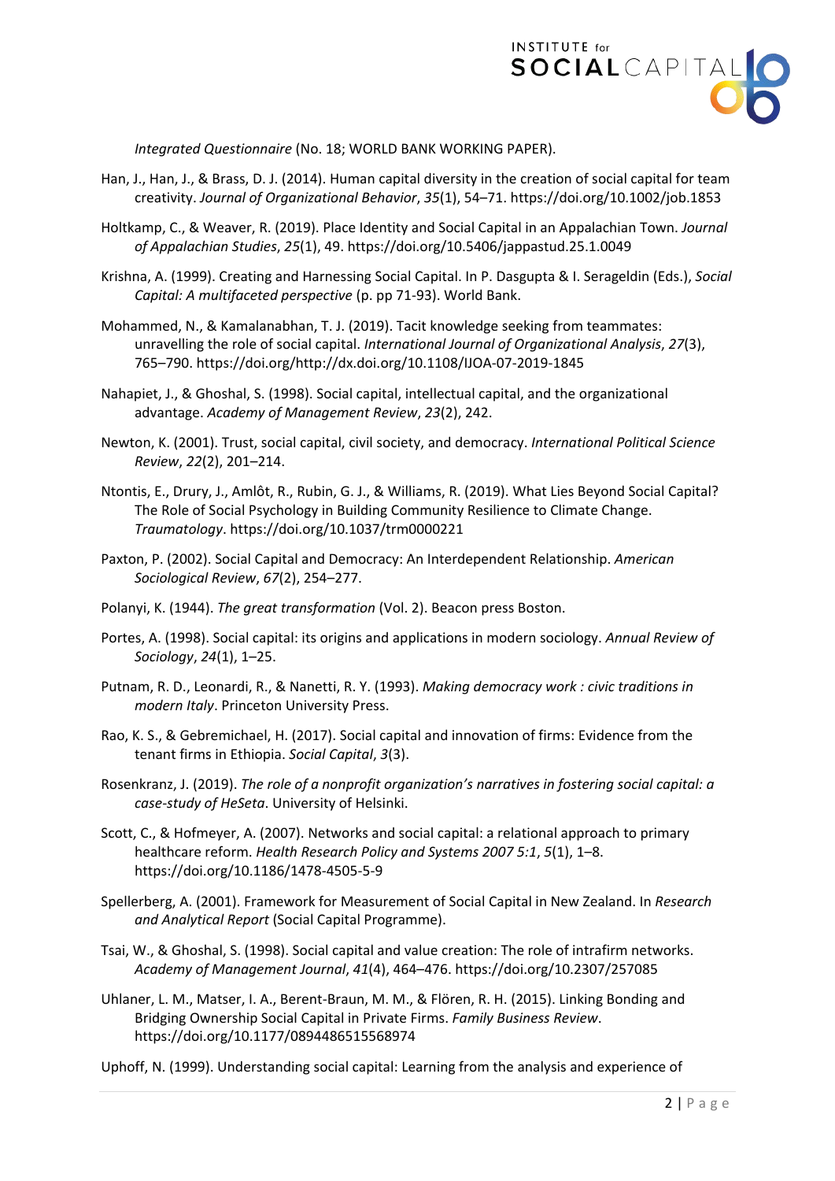*Integrated Questionnaire* (No. 18; WORLD BANK WORKING PAPER).

Han, J., Han, J., & Brass, D. J. (2014). Human capital diversity in the creation of social capital for team creativity. *Journal of Organizational Behavior*, *35*(1), 54–71. https://doi.org/10.1002/job.1853

Holtkamp, C., & Weaver, R. (2019). Place Identity and Social Capital in an Appalachian Town. *Journal of Appalachian Studies*, *25*(1), 49. https://doi.org/10.5406/jappastud.25.1.0049

Krishna, A. (1999). Creating and Harnessing Social Capital. In P. Dasgupta & I. Serageldin (Eds.), *Social Capital: A multifaceted perspective* (p. pp 71-93). World Bank.

Mohammed, N., & Kamalanabhan, T. J. (2019). Tacit knowledge seeking from teammates: unravelling the role of social capital. *International Journal of Organizational Analysis*, *27*(3), 765–790. https://doi.org/http://dx.doi.org/10.1108/IJOA-07-2019-1845

Nahapiet, J., & Ghoshal, S. (1998). Social capital, intellectual capital, and the organizational advantage. *Academy of Management Review*, *23*(2), 242.

Newton, K. (2001). Trust, social capital, civil society, and democracy. *International Political Science Review*, *22*(2), 201–214.

Ntontis, E., Drury, J., Amlôt, R., Rubin, G. J., & Williams, R. (2019). What Lies Beyond Social Capital? The Role of Social Psychology in Building Community Resilience to Climate Change. *Traumatology*. https://doi.org/10.1037/trm0000221

Paxton, P. (2002). Social Capital and Democracy: An Interdependent Relationship. *American Sociological Review*, *67*(2), 254–277.

Polanyi, K. (1944). *The great transformation* (Vol. 2). Beacon press Boston.

Portes, A. (1998). Social capital: its origins and applications in modern sociology. *Annual Review of Sociology*, *24*(1), 1–25.

Putnam, R. D., Leonardi, R., & Nanetti, R. Y. (1993). *Making democracy work : civic traditions in modern Italy*. Princeton University Press.

Rao, K. S., & Gebremichael, H. (2017). Social capital and innovation of firms: Evidence from the tenant firms in Ethiopia. *Social Capital*, *3*(3).

Rosenkranz, J. (2019). *The role of a nonprofit organization's narratives in fostering social capital: a case-study of HeSeta*. University of Helsinki.

Scott, C., & Hofmeyer, A. (2007). Networks and social capital: a relational approach to primary healthcare reform. *Health Research Policy and Systems 2007 5:1*, *5*(1), 1–8. https://doi.org/10.1186/1478-4505-5-9

Spellerberg, A. (2001). Framework for Measurement of Social Capital in New Zealand. In *Research and Analytical Report* (Social Capital Programme).

Tsai, W., & Ghoshal, S. (1998). Social capital and value creation: The role of intrafirm networks. *Academy of Management Journal*, *41*(4), 464–476. https://doi.org/10.2307/257085

Uhlaner, L. M., Matser, I. A., Berent-Braun, M. M., & Flören, R. H. (2015). Linking Bonding and Bridging Ownership Social Capital in Private Firms. *Family Business Review*. https://doi.org/10.1177/0894486515568974

Uphoff, N. (1999). Understanding social capital: Learning from the analysis and experience of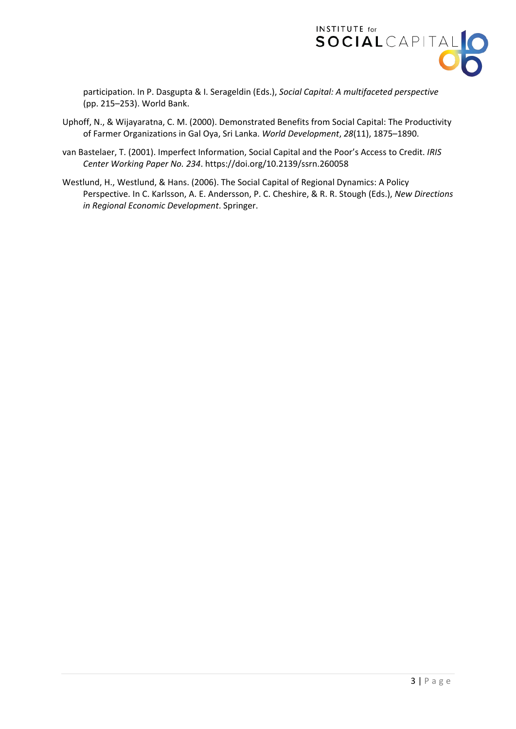participation. In P. Dasgupta & I. Serageldin (Eds.), *Social Capital: A multifaceted perspective* (pp. 215–253). World Bank.

Uphoff, N., & Wijayaratna, C. M. (2000). Demonstrated Benefits from Social Capital: The Productivity of Farmer Organizations in Gal Oya, Sri Lanka. *World Development*, *28*(11), 1875–1890.

van Bastelaer, T. (2001). Imperfect Information, Social Capital and the Poor's Access to Credit. *IRIS Center Working Paper No. 234*. https://doi.org/10.2139/ssrn.260058

Westlund, H., Westlund, & Hans. (2006). The Social Capital of Regional Dynamics: A Policy Perspective. In C. Karlsson, A. E. Andersson, P. C. Cheshire, & R. R. Stough (Eds.), *New Directions in Regional Economic Development*. Springer.